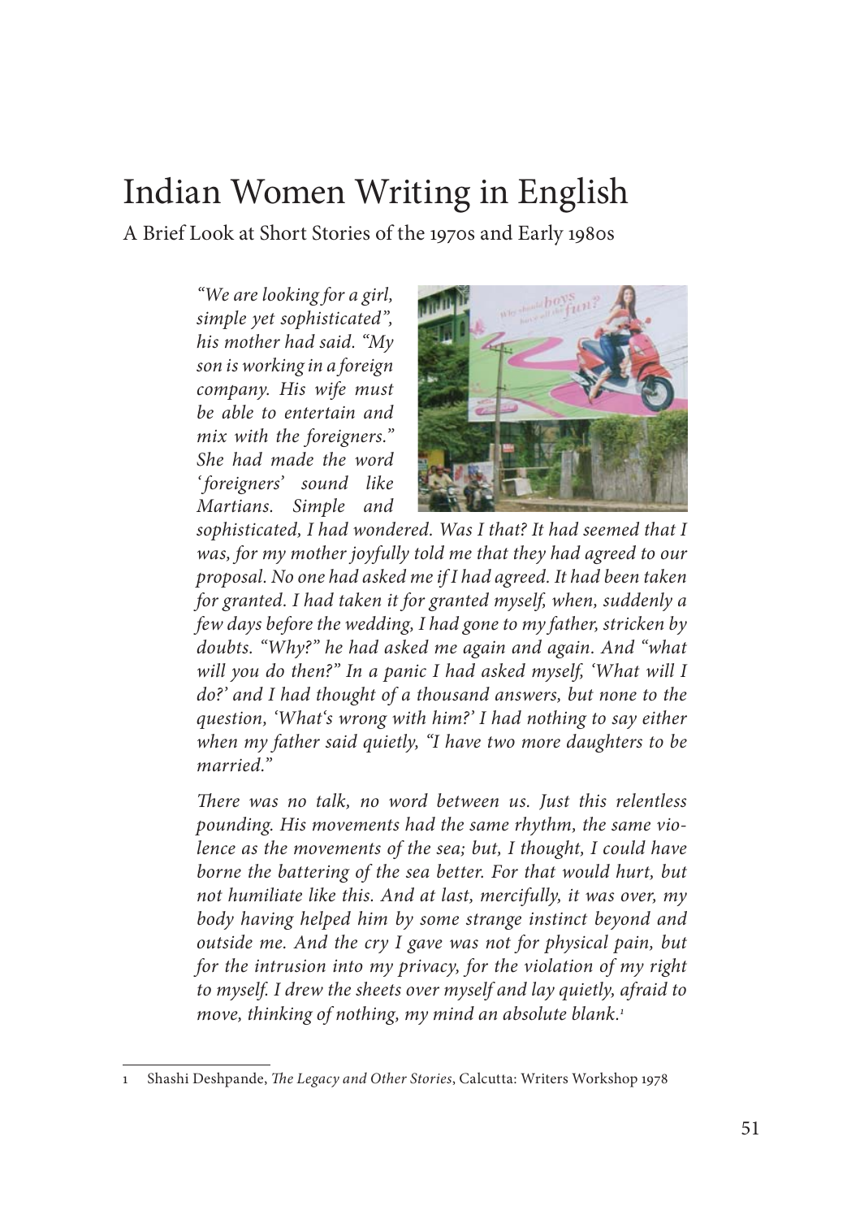# Indian Women Writing in English

A Brief Look at Short Stories of the 1970s and Early 1980s

*"We are looking for a girl, simple yet sophisticated", his mother had said. "My son is working in a foreign company. His wife must be able to entertain and mix with the foreigners." She had made the word 'foreigners' sound like Martians. Simple and sophisticated, I had wondered. Was I that? It had seemed that I was, for my mother joyfully told me that they had agreed to our proposal. No one had asked me if I had agreed. It had been taken for granted. I had taken it for granted myself, when, suddenly a few days before the wedding, I had gone to my father, stricken by doubts. "Why?" he had asked me again and again. And "what will you do then?" In a panic I had asked myself, 'What will I do?' and I had thought of a thousand answers, but none to the question, 'What's wrong with him?' I had nothing to say either when my father said quietly, "I have two more daughters to be married."*

*There was no talk, no word between us. Just this relentless pounding. His movements had the same rhythm, the same violence as the movements of the sea; but, I thought, I could have borne the battering of the sea better. For that would hurt, but not humiliate like this. And at last, mercifully, it was over, my body having helped him by some strange instinct beyond and outside me. And the cry I gave was not for physical pain, but for the intrusion into my privacy, for the violation of my right to myself. I drew the sheets over myself and lay quietly, afraid to move, thinking of nothing, my mind an absolute blank.*[1]

---

1 Shashi Deshpande, *The Legacy and Other Stories*, Calcutta: Writers Workshop 1978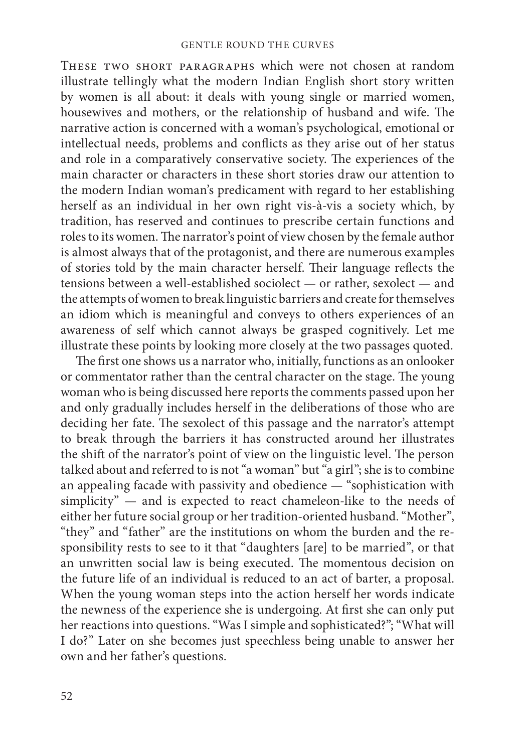These two short paragraphs which were not chosen at random illustrate tellingly what the modern Indian English short story written by women is all about: it deals with young single or married women, housewives and mothers, or the relationship of husband and wife. The narrative action is concerned with a woman's psychological, emotional or intellectual needs, problems and conflicts as they arise out of her status and role in a comparatively conservative society. The experiences of the main character or characters in these short stories draw our attention to the modern Indian woman's predicament with regard to her establishing herself as an individual in her own right vis-à-vis a society which, by tradition, has reserved and continues to prescribe certain functions and roles to its women. The narrator's point of view chosen by the female author is almost always that of the protagonist, and there are numerous examples of stories told by the main character herself. Their language reflects the tensions between a well-established sociolect — or rather, sexolect — and the attempts of women to break linguistic barriers and create for themselves an idiom which is meaningful and conveys to others experiences of an awareness of self which cannot always be grasped cognitively. Let me illustrate these points by looking more closely at the two passages quoted.

The first one shows us a narrator who, initially, functions as an onlooker or commentator rather than the central character on the stage. The young woman who is being discussed here reports the comments passed upon her and only gradually includes herself in the deliberations of those who are deciding her fate. The sexolect of this passage and the narrator's attempt to break through the barriers it has constructed around her illustrates the shift of the narrator's point of view on the linguistic level. The person talked about and referred to is not "a woman" but "a girl"; she is to combine an appealing facade with passivity and obedience — "sophistication with simplicity" — and is expected to react chameleon-like to the needs of either her future social group or her tradition-oriented husband. "Mother", "they" and "father" are the institutions on whom the burden and the responsibility rests to see to it that "daughters [are] to be married", or that an unwritten social law is being executed. The momentous decision on the future life of an individual is reduced to an act of barter, a proposal. When the young woman steps into the action herself her words indicate the newness of the experience she is undergoing. At first she can only put her reactions into questions. "Was I simple and sophisticated?"; "What will I do?" Later on she becomes just speechless being unable to answer her own and her father's questions.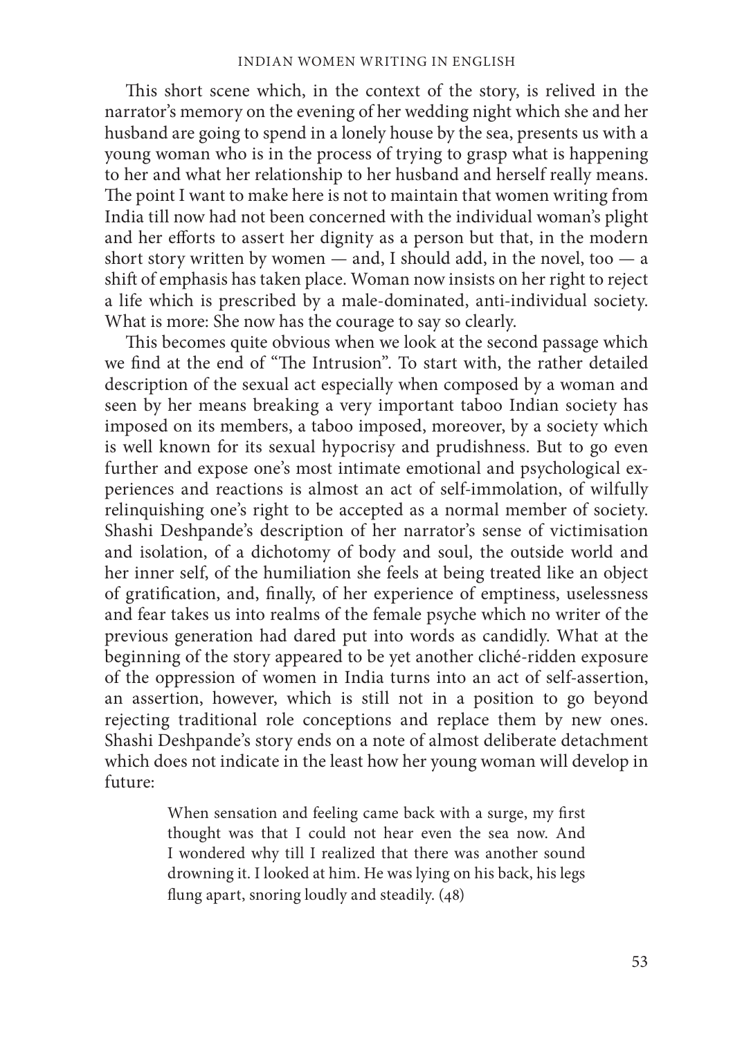This short scene which, in the context of the story, is relived in the narrator's memory on the evening of her wedding night which she and her husband are going to spend in a lonely house by the sea, presents us with a young woman who is in the process of trying to grasp what is happening to her and what her relationship to her husband and herself really means. The point I want to make here is not to maintain that women writing from India till now had not been concerned with the individual woman's plight and her efforts to assert her dignity as a person but that, in the modern short story written by women — and, I should add, in the novel, too — a shift of emphasis has taken place. Woman now insists on her right to reject a life which is prescribed by a male-dominated, anti-individual society. What is more: She now has the courage to say so clearly.

This becomes quite obvious when we look at the second passage which we find at the end of "The Intrusion". To start with, the rather detailed description of the sexual act especially when composed by a woman and seen by her means breaking a very important taboo Indian society has imposed on its members, a taboo imposed, moreover, by a society which is well known for its sexual hypocrisy and prudishness. But to go even further and expose one's most intimate emotional and psychological experiences and reactions is almost an act of self-immolation, of wilfully relinquishing one's right to be accepted as a normal member of society. Shashi Deshpande's description of her narrator's sense of victimisation and isolation, of a dichotomy of body and soul, the outside world and her inner self, of the humiliation she feels at being treated like an object of gratification, and, finally, of her experience of emptiness, uselessness and fear takes us into realms of the female psyche which no writer of the previous generation had dared put into words as candidly. What at the beginning of the story appeared to be yet another cliché-ridden exposure of the oppression of women in India turns into an act of self-assertion, an assertion, however, which is still not in a position to go beyond rejecting traditional role conceptions and replace them by new ones. Shashi Deshpande's story ends on a note of almost deliberate detachment which does not indicate in the least how her young woman will develop in future:

> When sensation and feeling came back with a surge, my first thought was that I could not hear even the sea now. And I wondered why till I realized that there was another sound drowning it. I looked at him. He was lying on his back, his legs flung apart, snoring loudly and steadily. (48)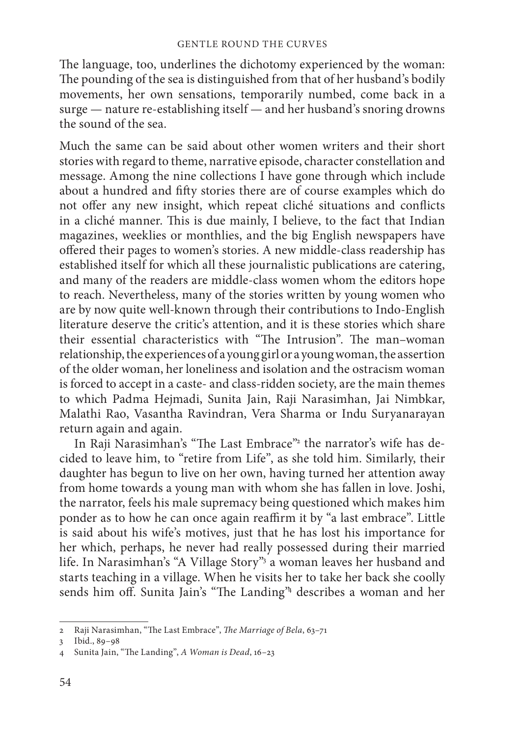The language, too, underlines the dichotomy experienced by the woman: The pounding of the sea is distinguished from that of her husband's bodily movements, her own sensations, temporarily numbed, come back in a surge — nature re-establishing itself — and her husband's snoring drowns the sound of the sea.

Much the same can be said about other women writers and their short stories with regard to theme, narrative episode, character constellation and message. Among the nine collections I have gone through which include about a hundred and fifty stories there are of course examples which do not offer any new insight, which repeat cliché situations and conflicts in a cliché manner. This is due mainly, I believe, to the fact that Indian magazines, weeklies or monthlies, and the big English newspapers have offered their pages to women's stories. A new middle-class readership has established itself for which all these journalistic publications are catering, and many of the readers are middle-class women whom the editors hope to reach. Nevertheless, many of the stories written by young women who are by now quite well-known through their contributions to Indo-English literature deserve the critic's attention, and it is these stories which share their essential characteristics with "The Intrusion". The man–woman relationship, the experiences of a young girl or a young woman, the assertion of the older woman, her loneliness and isolation and the ostracism woman is forced to accept in a caste- and class-ridden society, are the main themes to which Padma Hejmadi, Sunita Jain, Raji Narasimhan, Jai Nimbkar, Malathi Rao, Vasantha Ravindran, Vera Sharma or Indu Suryanarayan return again and again.

In Raji Narasimhan's "The Last Embrace"[2] the narrator's wife has decided to leave him, to "retire from Life", as she told him. Similarly, their daughter has begun to live on her own, having turned her attention away from home towards a young man with whom she has fallen in love. Joshi, the narrator, feels his male supremacy being questioned which makes him ponder as to how he can once again reaffirm it by "a last embrace". Little is said about his wife's motives, just that he has lost his importance for her which, perhaps, he never had really possessed during their married life. In Narasimhan's "A Village Story"[3] a woman leaves her husband and starts teaching in a village. When he visits her to take her back she coolly sends him off. Sunita Jain's "The Landing"[4] describes a woman and her

---

2 Raji Narasimhan, "The Last Embrace", *The Marriage of Bela*, 63–71

3 Ibid., 89–98

4 Sunita Jain, "The Landing", *A Woman is Dead*, 16–23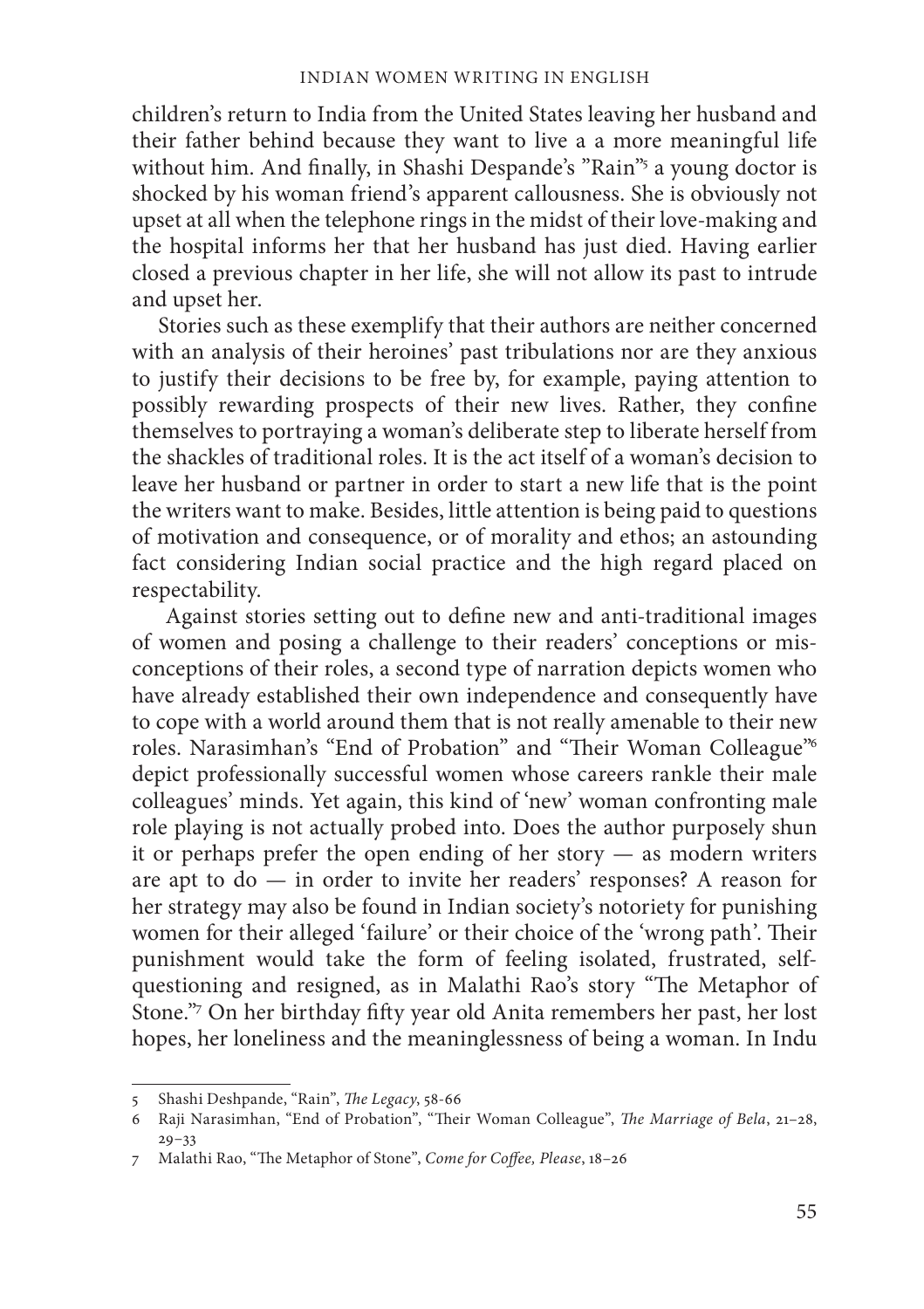children's return to India from the United States leaving her husband and their father behind because they want to live a a more meaningful life without him. And finally, in Shashi Despande's "Rain"[5] a young doctor is shocked by his woman friend's apparent callousness. She is obviously not upset at all when the telephone rings in the midst of their love-making and the hospital informs her that her husband has just died. Having earlier closed a previous chapter in her life, she will not allow its past to intrude and upset her.

Stories such as these exemplify that their authors are neither concerned with an analysis of their heroines' past tribulations nor are they anxious to justify their decisions to be free by, for example, paying attention to possibly rewarding prospects of their new lives. Rather, they confine themselves to portraying a woman's deliberate step to liberate herself from the shackles of traditional roles. It is the act itself of a woman's decision to leave her husband or partner in order to start a new life that is the point the writers want to make. Besides, little attention is being paid to questions of motivation and consequence, or of morality and ethos; an astounding fact considering Indian social practice and the high regard placed on respectability.

Against stories setting out to define new and anti-traditional images of women and posing a challenge to their readers' conceptions or misconceptions of their roles, a second type of narration depicts women who have already established their own independence and consequently have to cope with a world around them that is not really amenable to their new roles. Narasimhan's "End of Probation" and "Their Woman Colleague"[6] depict professionally successful women whose careers rankle their male colleagues' minds. Yet again, this kind of 'new' woman confronting male role playing is not actually probed into. Does the author purposely shun it or perhaps prefer the open ending of her story — as modern writers are apt to do — in order to invite her readers' responses? A reason for her strategy may also be found in Indian society's notoriety for punishing women for their alleged 'failure' or their choice of the 'wrong path'. Their punishment would take the form of feeling isolated, frustrated, self-questioning and resigned, as in Malathi Rao's story "The Metaphor of Stone."[7] On her birthday fifty year old Anita remembers her past, her lost hopes, her loneliness and the meaninglessness of being a woman. In Indu

---

5 Shashi Deshpande, "Rain", *The Legacy*, 58-66

6 Raji Narasimhan, "End of Probation", "Their Woman Colleague", *The Marriage of Bela*, 21–28, 29–33

7 Malathi Rao, "The Metaphor of Stone", *Come for Coffee, Please*, 18–26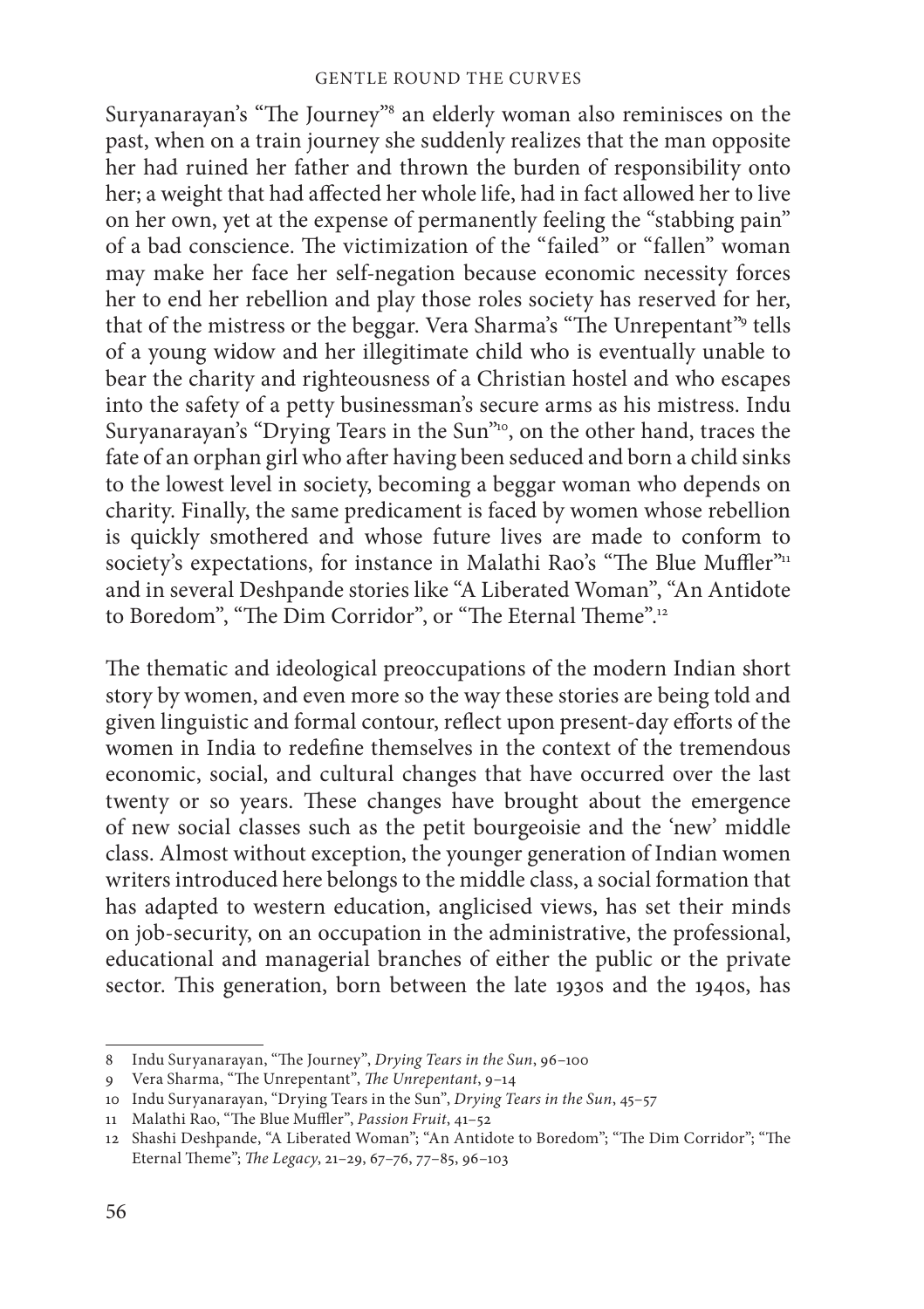Suryanarayan's "The Journey"[8] an elderly woman also reminisces on the past, when on a train journey she suddenly realizes that the man opposite her had ruined her father and thrown the burden of responsibility onto her; a weight that had affected her whole life, had in fact allowed her to live on her own, yet at the expense of permanently feeling the "stabbing pain" of a bad conscience. The victimization of the "failed" or "fallen" woman may make her face her self-negation because economic necessity forces her to end her rebellion and play those roles society has reserved for her, that of the mistress or the beggar. Vera Sharma's "The Unrepentant"[9] tells of a young widow and her illegitimate child who is eventually unable to bear the charity and righteousness of a Christian hostel and who escapes into the safety of a petty businessman's secure arms as his mistress. Indu Suryanarayan's "Drying Tears in the Sun"[10], on the other hand, traces the fate of an orphan girl who after having been seduced and born a child sinks to the lowest level in society, becoming a beggar woman who depends on charity. Finally, the same predicament is faced by women whose rebellion is quickly smothered and whose future lives are made to conform to society's expectations, for instance in Malathi Rao's "The Blue Muffler"[11] and in several Deshpande stories like "A Liberated Woman", "An Antidote to Boredom", "The Dim Corridor", or "The Eternal Theme".[12]

The thematic and ideological preoccupations of the modern Indian short story by women, and even more so the way these stories are being told and given linguistic and formal contour, reflect upon present-day efforts of the women in India to redefine themselves in the context of the tremendous economic, social, and cultural changes that have occurred over the last twenty or so years. These changes have brought about the emergence of new social classes such as the petit bourgeoisie and the 'new' middle class. Almost without exception, the younger generation of Indian women writers introduced here belongs to the middle class, a social formation that has adapted to western education, anglicised views, has set their minds on job-security, on an occupation in the administrative, the professional, educational and managerial branches of either the public or the private sector. This generation, born between the late 1930s and the 1940s, has

---

8 Indu Suryanarayan, "The Journey", *Drying Tears in the Sun*, 96–100

9 Vera Sharma, "The Unrepentant", *The Unrepentant*, 9–14

10 Indu Suryanarayan, "Drying Tears in the Sun", *Drying Tears in the Sun*, 45–57

11 Malathi Rao, "The Blue Muffler", *Passion Fruit*, 41–52

12 Shashi Deshpande, "A Liberated Woman"; "An Antidote to Boredom"; "The Dim Corridor"; "The Eternal Theme"; *The Legacy*, 21–29, 67–76, 77–85, 96–103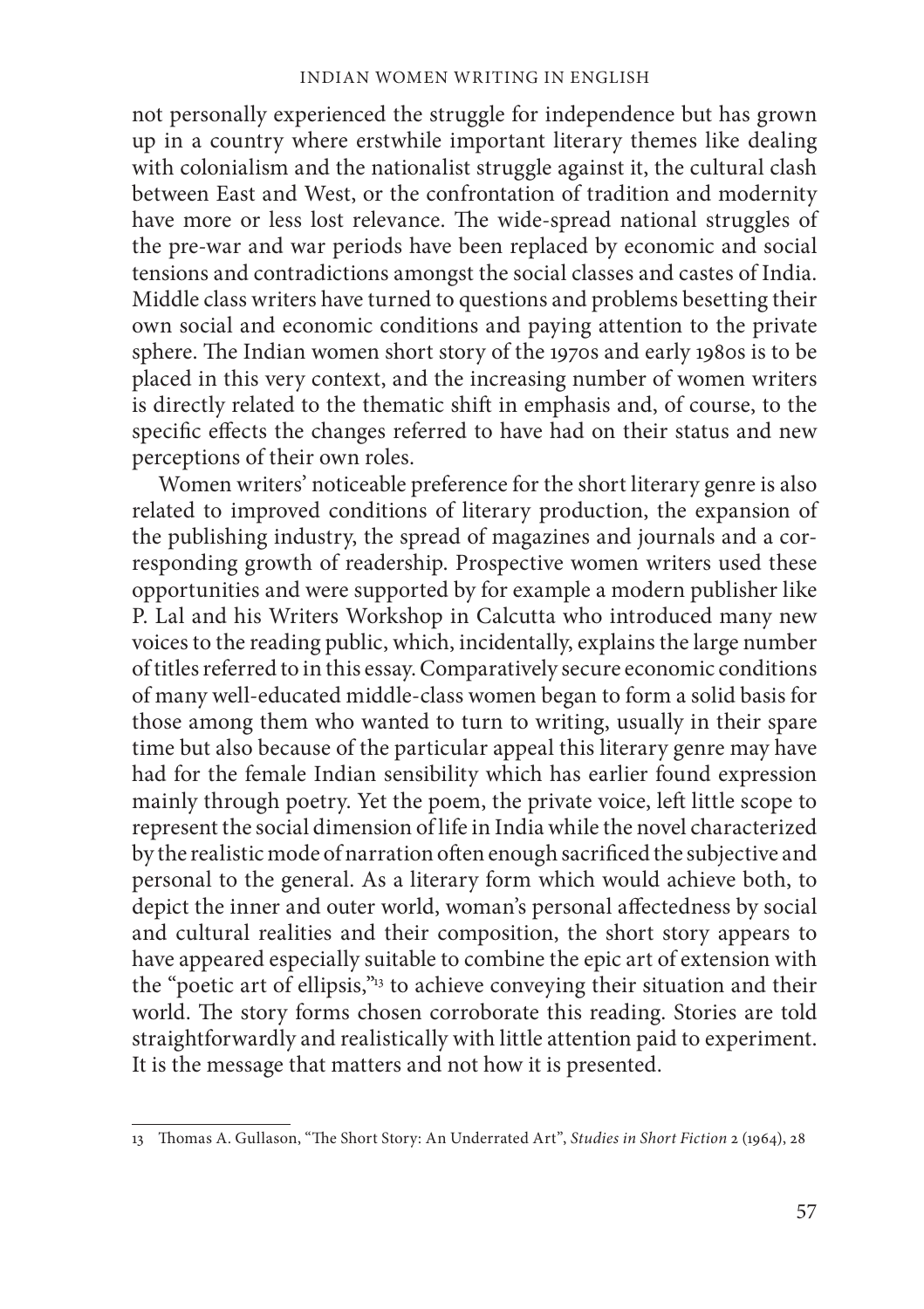not personally experienced the struggle for independence but has grown up in a country where erstwhile important literary themes like dealing with colonialism and the nationalist struggle against it, the cultural clash between East and West, or the confrontation of tradition and modernity have more or less lost relevance. The wide-spread national struggles of the pre-war and war periods have been replaced by economic and social tensions and contradictions amongst the social classes and castes of India. Middle class writers have turned to questions and problems besetting their own social and economic conditions and paying attention to the private sphere. The Indian women short story of the 1970s and early 1980s is to be placed in this very context, and the increasing number of women writers is directly related to the thematic shift in emphasis and, of course, to the specific effects the changes referred to have had on their status and new perceptions of their own roles.

Women writers' noticeable preference for the short literary genre is also related to improved conditions of literary production, the expansion of the publishing industry, the spread of magazines and journals and a corresponding growth of readership. Prospective women writers used these opportunities and were supported by for example a modern publisher like P. Lal and his Writers Workshop in Calcutta who introduced many new voices to the reading public, which, incidentally, explains the large number of titles referred to in this essay. Comparatively secure economic conditions of many well-educated middle-class women began to form a solid basis for those among them who wanted to turn to writing, usually in their spare time but also because of the particular appeal this literary genre may have had for the female Indian sensibility which has earlier found expression mainly through poetry. Yet the poem, the private voice, left little scope to represent the social dimension of life in India while the novel characterized by the realistic mode of narration often enough sacrificed the subjective and personal to the general. As a literary form which would achieve both, to depict the inner and outer world, woman's personal affectedness by social and cultural realities and their composition, the short story appears to have appeared especially suitable to combine the epic art of extension with the "poetic art of ellipsis,"[13] to achieve conveying their situation and their world. The story forms chosen corroborate this reading. Stories are told straightforwardly and realistically with little attention paid to experiment. It is the message that matters and not how it is presented.

---

13 Thomas A. Gullason, "The Short Story: An Underrated Art", *Studies in Short Fiction* 2 (1964), 28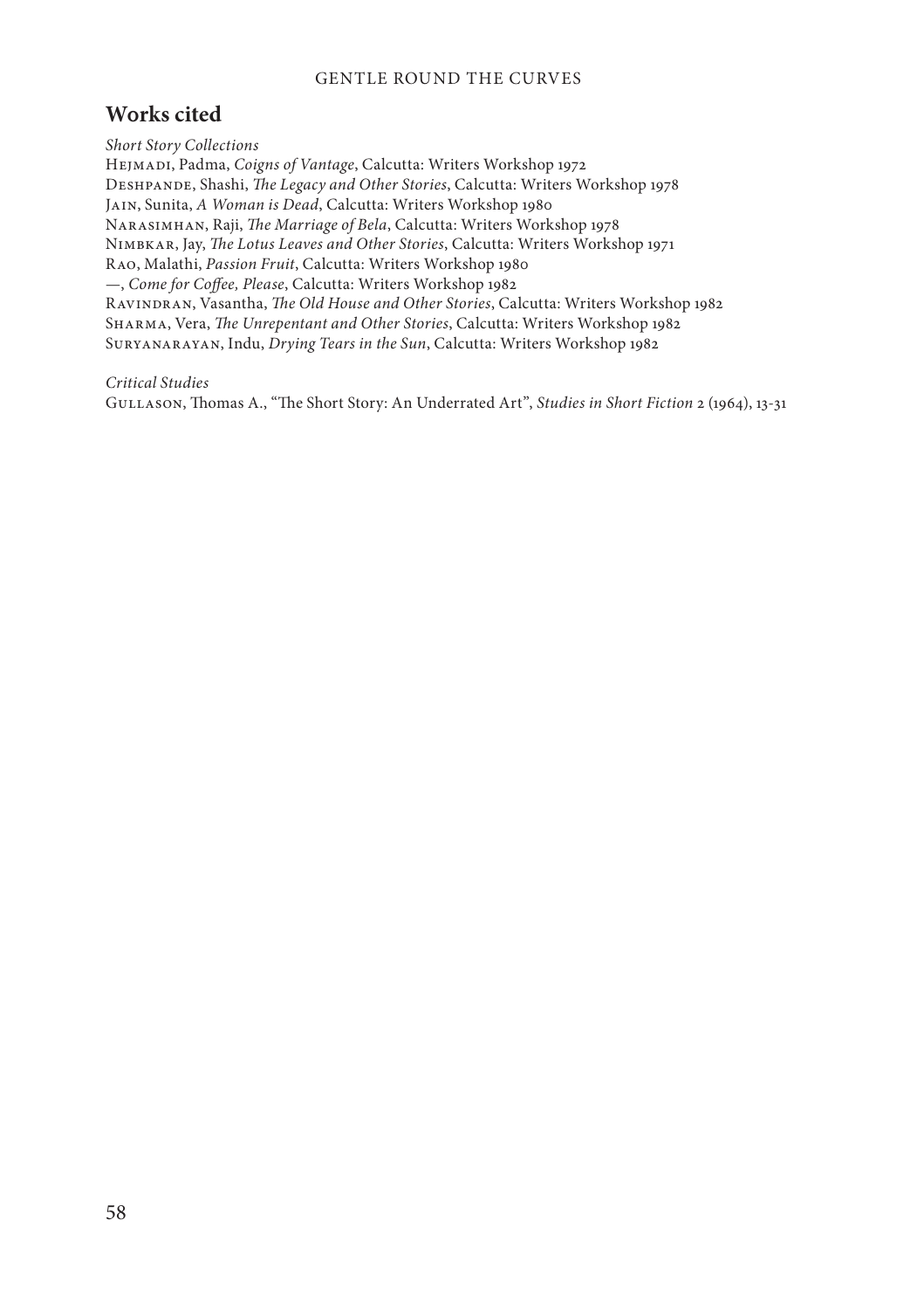## Works cited

*Short Story Collections*

Hejmadi, Padma, *Coigns of Vantage*, Calcutta: Writers Workshop 1972
Deshpande, Shashi, *The Legacy and Other Stories*, Calcutta: Writers Workshop 1978
Jain, Sunita, *A Woman is Dead*, Calcutta: Writers Workshop 1980
Narasimhan, Raji, *The Marriage of Bela*, Calcutta: Writers Workshop 1978
Nimbkar, Jay, *The Lotus Leaves and Other Stories*, Calcutta: Writers Workshop 1971
Rao, Malathi, *Passion Fruit*, Calcutta: Writers Workshop 1980
—, *Come for Coffee, Please*, Calcutta: Writers Workshop 1982
Ravindran, Vasantha, *The Old House and Other Stories*, Calcutta: Writers Workshop 1982
Sharma, Vera, *The Unrepentant and Other Stories*, Calcutta: Writers Workshop 1982
Suryanarayan, Indu, *Drying Tears in the Sun*, Calcutta: Writers Workshop 1982

*Critical Studies*

Gullason, Thomas A., "The Short Story: An Underrated Art", *Studies in Short Fiction* 2 (1964), 13-31